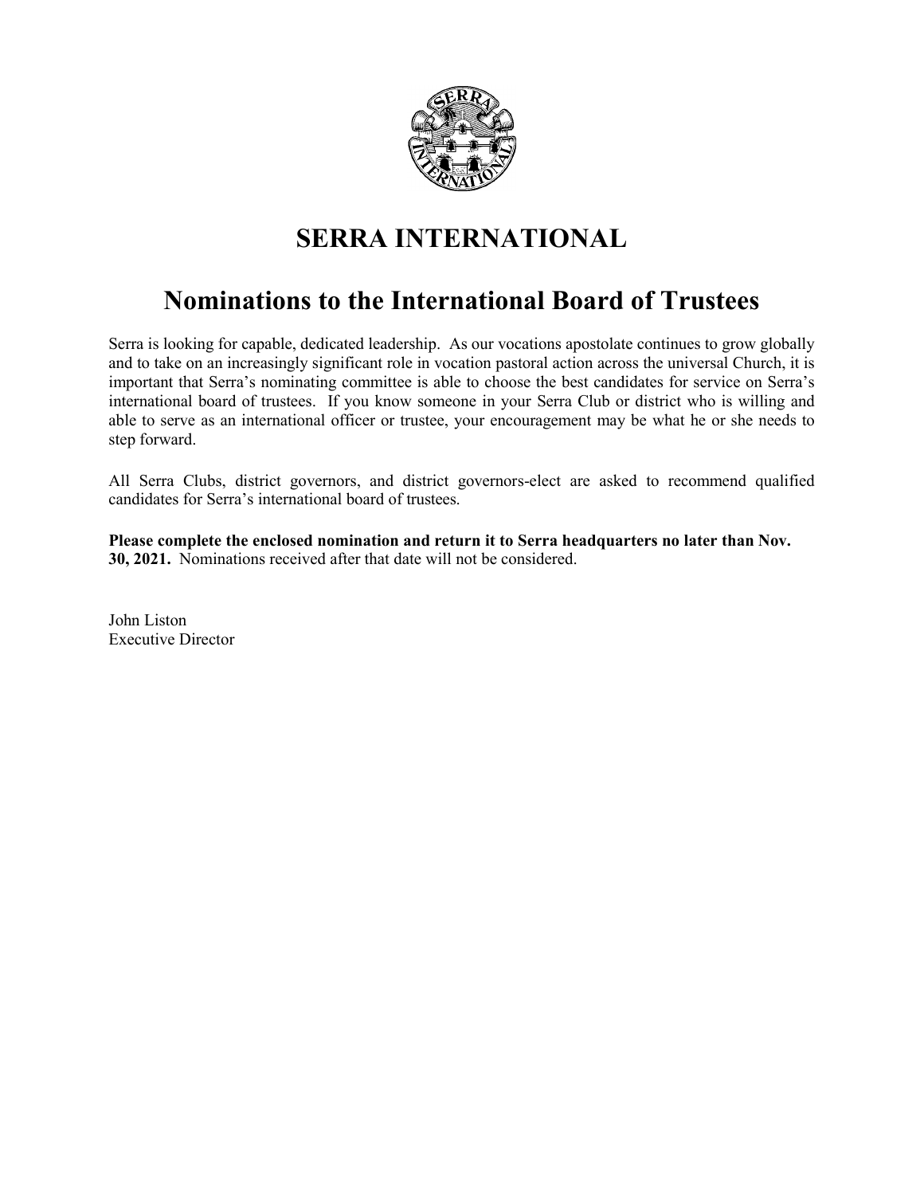# SERRA INTERNATIONAL

## Nominations to the International Board of Trustees

Serra is looking for capable, dedicated leadership. As our vocations apostolate continues to grow globally and to take on an increasingly significant role in vocation pastoral action across the universal Church, it is important that Serra's nominating committee is able to choose the best candidates for service on Serra's international board of trustees. If you know someone in your Serra Club or district who is willing and able to serve as an international officer or trustee, your encouragement may be what he or she needs to step forward.

All Serra Clubs, district governors, and district governors-elect are asked to recommend qualified candidates for Serra's international board of trustees.

**Please complete the enclosed nomination and return it to Serra headquarters no later than Nov. 30, 2021.** Nominations received after that date will not be considered.

John Liston
Executive Director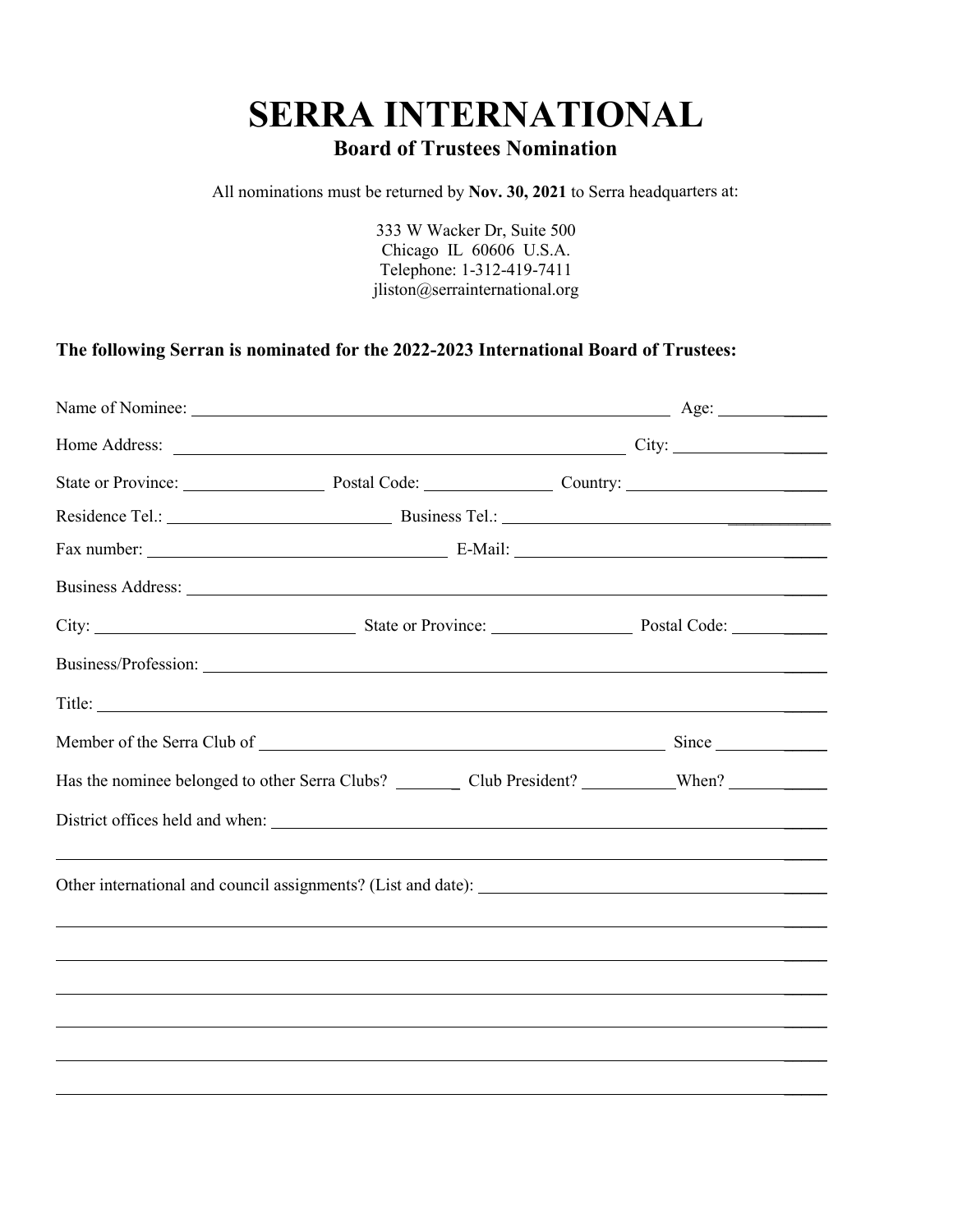# SERRA INTERNATIONAL

## Board of Trustees Nomination

All nominations must be returned by **Nov. 30, 2021** to Serra headquarters at:

333 W Wacker Dr, Suite 500
Chicago IL 60606 U.S.A.
Telephone: 1-312-419-7411
jliston@serrainternational.org

**The following Serran is nominated for the 2022-2023 International Board of Trustees:**

Name of Nominee: ______________________________ Age: __________

Home Address: ______________________________ City: __________

State or Province: __________ Postal Code: __________ Country: __________

Residence Tel.: ______________________________ Business Tel.: ______________________________

Fax number: ______________________________ E-Mail: ______________________________

Business Address: ____________________________________________________________

City: ______________________________ State or Province: __________ Postal Code: __________

Business/Profession: ____________________________________________________________

Title: ____________________________________________________________

Member of the Serra Club of ______________________________ Since __________

Has the nominee belonged to other Serra Clubs? ________ Club President? __________ When? __________

District offices held and when: ____________________________________________________________

____________________________________________________________

Other international and council assignments? (List and date): ______________________________

____________________________________________________________

____________________________________________________________

____________________________________________________________

____________________________________________________________

____________________________________________________________

____________________________________________________________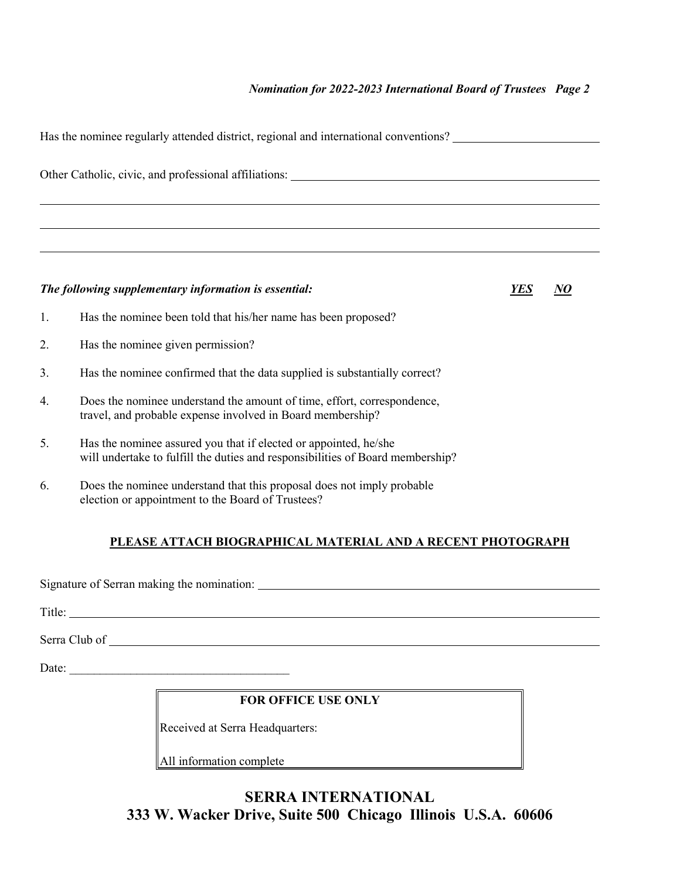Has the nominee regularly attended district, regional and international conventions? \_\_\_\_\_\_\_\_\_\_\_\_\_\_\_\_\_\_\_\_

Other Catholic, civic, and professional affiliations: \_\_\_\_\_\_\_\_\_\_\_\_\_\_\_\_\_\_\_\_\_\_\_\_\_\_\_\_\_\_\_\_\_\_\_\_\_\_\_\_

\_\_\_\_\_\_\_\_\_\_\_\_\_\_\_\_\_\_\_\_\_\_\_\_\_\_\_\_\_\_\_\_\_\_\_\_\_\_\_\_\_\_\_\_\_\_\_\_\_\_\_\_\_\_\_\_\_\_\_\_\_\_\_\_\_\_\_\_\_\_\_\_\_\_\_\_\_\_\_\_

\_\_\_\_\_\_\_\_\_\_\_\_\_\_\_\_\_\_\_\_\_\_\_\_\_\_\_\_\_\_\_\_\_\_\_\_\_\_\_\_\_\_\_\_\_\_\_\_\_\_\_\_\_\_\_\_\_\_\_\_\_\_\_\_\_\_\_\_\_\_\_\_\_\_\_\_\_\_\_\_

\_\_\_\_\_\_\_\_\_\_\_\_\_\_\_\_\_\_\_\_\_\_\_\_\_\_\_\_\_\_\_\_\_\_\_\_\_\_\_\_\_\_\_\_\_\_\_\_\_\_\_\_\_\_\_\_\_\_\_\_\_\_\_\_\_\_\_\_\_\_\_\_\_\_\_\_\_\_\_\_

| ***The following supplementary information is essential:*** | ***YES*** | ***NO*** |
|---|---|---|
| 1. Has the nominee been told that his/her name has been proposed? | | |
| 2. Has the nominee given permission? | | |
| 3. Has the nominee confirmed that the data supplied is substantially correct? | | |
| 4. Does the nominee understand the amount of time, effort, correspondence, travel, and probable expense involved in Board membership? | | |
| 5. Has the nominee assured you that if elected or appointed, he/she will undertake to fulfill the duties and responsibilities of Board membership? | | |
| 6. Does the nominee understand that this proposal does not imply probable election or appointment to the Board of Trustees? | | |

**PLEASE ATTACH BIOGRAPHICAL MATERIAL AND A RECENT PHOTOGRAPH**

Signature of Serran making the nomination: \_\_\_\_\_\_\_\_\_\_\_\_\_\_\_\_\_\_\_\_\_\_\_\_\_\_\_\_\_\_\_\_\_\_\_\_\_\_\_\_

Title: \_\_\_\_\_\_\_\_\_\_\_\_\_\_\_\_\_\_\_\_\_\_\_\_\_\_\_\_\_\_\_\_\_\_\_\_\_\_\_\_\_\_\_\_\_\_\_\_\_\_\_\_\_\_\_\_\_\_\_\_\_\_\_\_\_\_\_\_\_\_\_\_\_\_\_

Serra Club of \_\_\_\_\_\_\_\_\_\_\_\_\_\_\_\_\_\_\_\_\_\_\_\_\_\_\_\_\_\_\_\_\_\_\_\_\_\_\_\_\_\_\_\_\_\_\_\_\_\_\_\_\_\_\_\_\_\_\_\_\_\_\_\_\_\_\_\_

Date: \_\_\_\_\_\_\_\_\_\_\_\_\_\_\_\_\_\_\_\_\_\_\_\_\_\_\_\_\_\_\_\_\_\_\_\_\_\_

| **FOR OFFICE USE ONLY** |
|---|
| Received at Serra Headquarters: |
| All information complete \_\_\_\_\_\_\_\_\_\_\_\_\_\_\_\_\_\_\_\_\_\_\_\_\_\_\_\_\_\_\_\_\_\_ |

**SERRA INTERNATIONAL**
**333 W. Wacker Drive, Suite 500 Chicago Illinois U.S.A. 60606**